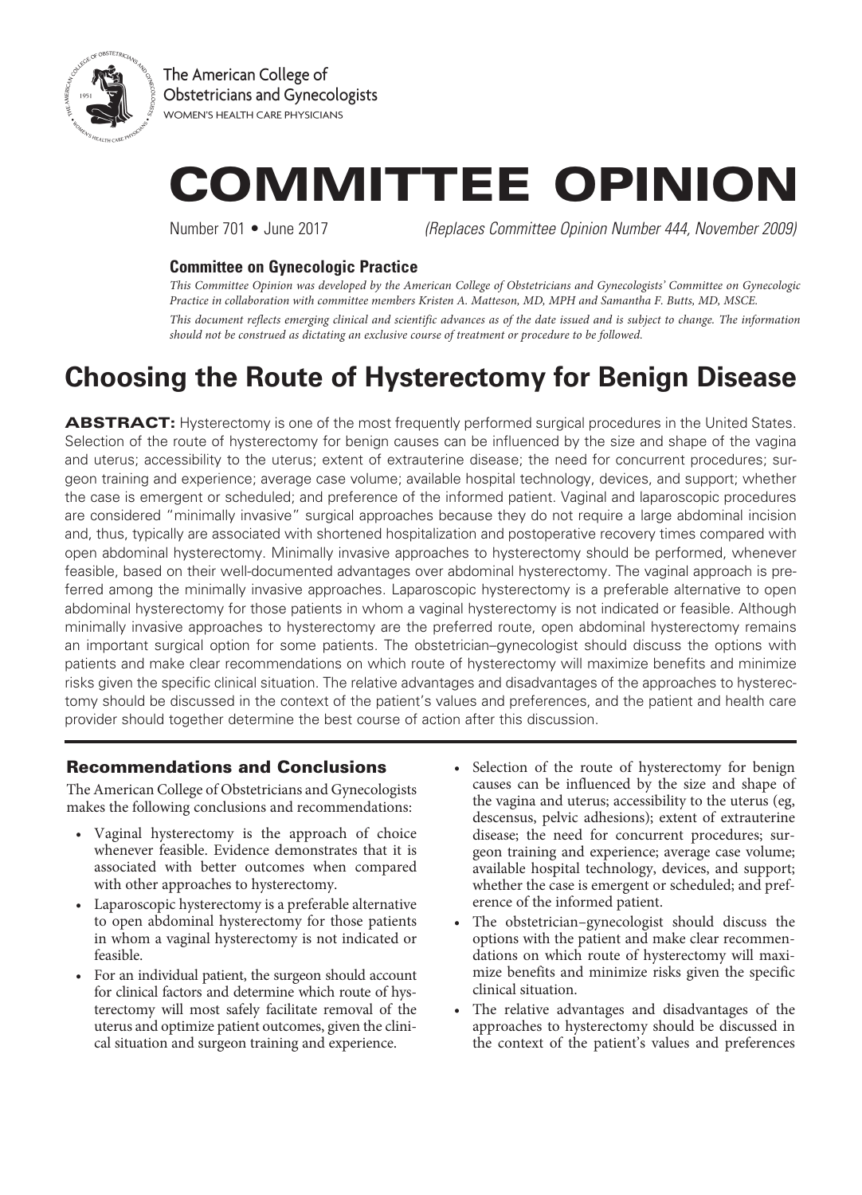The American College of Obstetricians and Gynecologists
WOMEN'S HEALTH CARE PHYSICIANS

# COMMITTEE OPINION

Number 701 • June 2017 *(Replaces Committee Opinion Number 444, November 2009)*

**Committee on Gynecologic Practice**

*This Committee Opinion was developed by the American College of Obstetricians and Gynecologists' Committee on Gynecologic Practice in collaboration with committee members Kristen A. Matteson, MD, MPH and Samantha F. Butts, MD, MSCE.*

*This document reflects emerging clinical and scientific advances as of the date issued and is subject to change. The information should not be construed as dictating an exclusive course of treatment or procedure to be followed.*

# Choosing the Route of Hysterectomy for Benign Disease

**ABSTRACT:** Hysterectomy is one of the most frequently performed surgical procedures in the United States. Selection of the route of hysterectomy for benign causes can be influenced by the size and shape of the vagina and uterus; accessibility to the uterus; extent of extrauterine disease; the need for concurrent procedures; surgeon training and experience; average case volume; available hospital technology, devices, and support; whether the case is emergent or scheduled; and preference of the informed patient. Vaginal and laparoscopic procedures are considered "minimally invasive" surgical approaches because they do not require a large abdominal incision and, thus, typically are associated with shortened hospitalization and postoperative recovery times compared with open abdominal hysterectomy. Minimally invasive approaches to hysterectomy should be performed, whenever feasible, based on their well-documented advantages over abdominal hysterectomy. The vaginal approach is preferred among the minimally invasive approaches. Laparoscopic hysterectomy is a preferable alternative to open abdominal hysterectomy for those patients in whom a vaginal hysterectomy is not indicated or feasible. Although minimally invasive approaches to hysterectomy are the preferred route, open abdominal hysterectomy remains an important surgical option for some patients. The obstetrician–gynecologist should discuss the options with patients and make clear recommendations on which route of hysterectomy will maximize benefits and minimize risks given the specific clinical situation. The relative advantages and disadvantages of the approaches to hysterectomy should be discussed in the context of the patient's values and preferences, and the patient and health care provider should together determine the best course of action after this discussion.

## Recommendations and Conclusions

The American College of Obstetricians and Gynecologists makes the following conclusions and recommendations:

- Vaginal hysterectomy is the approach of choice whenever feasible. Evidence demonstrates that it is associated with better outcomes when compared with other approaches to hysterectomy.
- Laparoscopic hysterectomy is a preferable alternative to open abdominal hysterectomy for those patients in whom a vaginal hysterectomy is not indicated or feasible.
- For an individual patient, the surgeon should account for clinical factors and determine which route of hysterectomy will most safely facilitate removal of the uterus and optimize patient outcomes, given the clinical situation and surgeon training and experience.
- Selection of the route of hysterectomy for benign causes can be influenced by the size and shape of the vagina and uterus; accessibility to the uterus (eg, descensus, pelvic adhesions); extent of extrauterine disease; the need for concurrent procedures; surgeon training and experience; average case volume; available hospital technology, devices, and support; whether the case is emergent or scheduled; and preference of the informed patient.
- The obstetrician–gynecologist should discuss the options with the patient and make clear recommendations on which route of hysterectomy will maximize benefits and minimize risks given the specific clinical situation.
- The relative advantages and disadvantages of the approaches to hysterectomy should be discussed in the context of the patient's values and preferences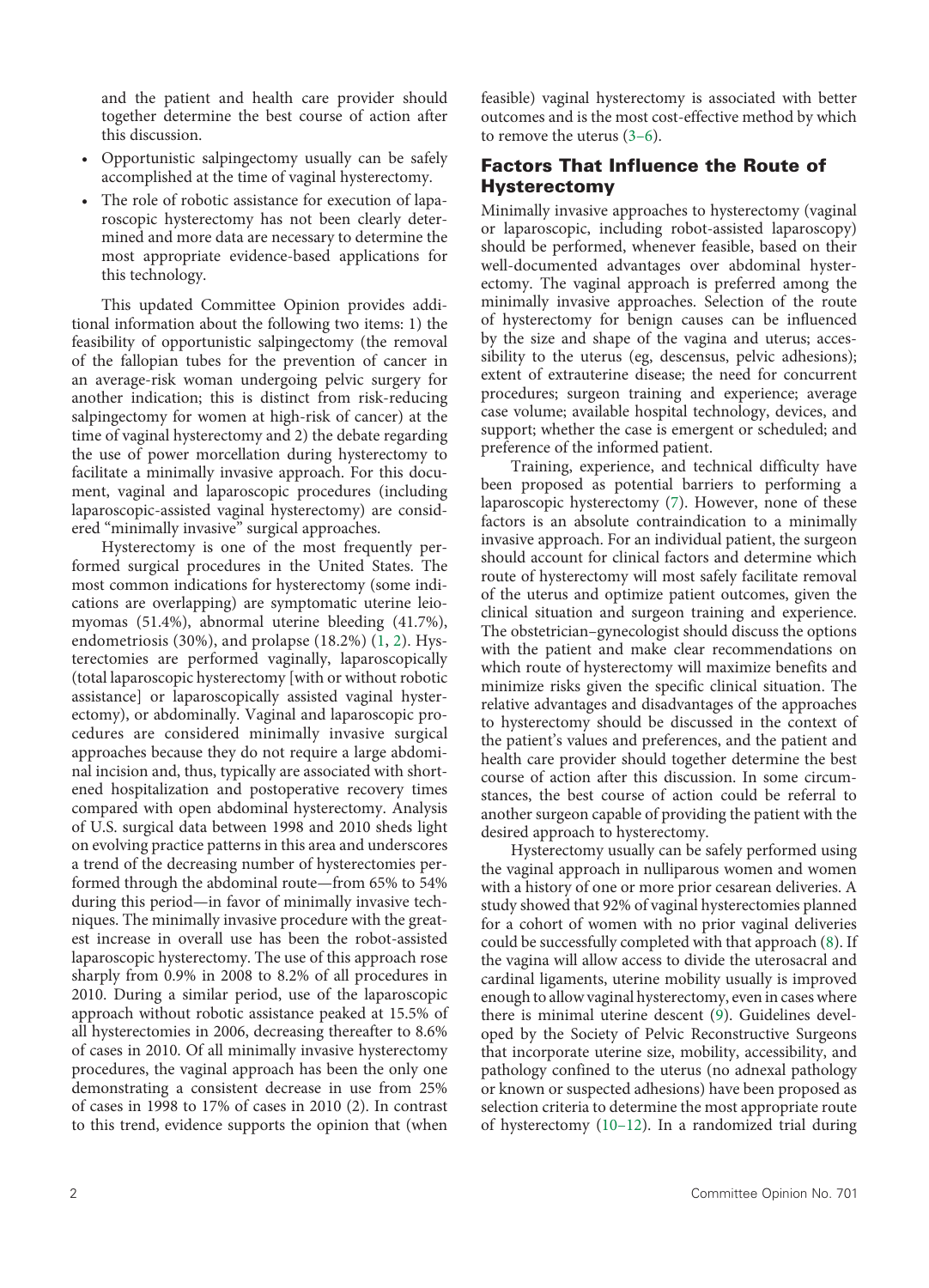and the patient and health care provider should together determine the best course of action after this discussion.

- Opportunistic salpingectomy usually can be safely accomplished at the time of vaginal hysterectomy.
- The role of robotic assistance for execution of laparoscopic hysterectomy has not been clearly determined and more data are necessary to determine the most appropriate evidence-based applications for this technology.

This updated Committee Opinion provides additional information about the following two items: 1) the feasibility of opportunistic salpingectomy (the removal of the fallopian tubes for the prevention of cancer in an average-risk woman undergoing pelvic surgery for another indication; this is distinct from risk-reducing salpingectomy for women at high-risk of cancer) at the time of vaginal hysterectomy and 2) the debate regarding the use of power morcellation during hysterectomy to facilitate a minimally invasive approach. For this document, vaginal and laparoscopic procedures (including laparoscopic-assisted vaginal hysterectomy) are considered "minimally invasive" surgical approaches.

Hysterectomy is one of the most frequently performed surgical procedures in the United States. The most common indications for hysterectomy (some indications are overlapping) are symptomatic uterine leiomyomas (51.4%), abnormal uterine bleeding (41.7%), endometriosis (30%), and prolapse (18.2%) (1, 2). Hysterectomies are performed vaginally, laparoscopically (total laparoscopic hysterectomy [with or without robotic assistance] or laparoscopically assisted vaginal hysterectomy), or abdominally. Vaginal and laparoscopic procedures are considered minimally invasive surgical approaches because they do not require a large abdominal incision and, thus, typically are associated with shortened hospitalization and postoperative recovery times compared with open abdominal hysterectomy. Analysis of U.S. surgical data between 1998 and 2010 sheds light on evolving practice patterns in this area and underscores a trend of the decreasing number of hysterectomies performed through the abdominal route—from 65% to 54% during this period—in favor of minimally invasive techniques. The minimally invasive procedure with the greatest increase in overall use has been the robot-assisted laparoscopic hysterectomy. The use of this approach rose sharply from 0.9% in 2008 to 8.2% of all procedures in 2010. During a similar period, use of the laparoscopic approach without robotic assistance peaked at 15.5% of all hysterectomies in 2006, decreasing thereafter to 8.6% of cases in 2010. Of all minimally invasive hysterectomy procedures, the vaginal approach has been the only one demonstrating a consistent decrease in use from 25% of cases in 1998 to 17% of cases in 2010 (2). In contrast to this trend, evidence supports the opinion that (when feasible) vaginal hysterectomy is associated with better outcomes and is the most cost-effective method by which to remove the uterus (3–6).

## Factors That Influence the Route of Hysterectomy

Minimally invasive approaches to hysterectomy (vaginal or laparoscopic, including robot-assisted laparoscopy) should be performed, whenever feasible, based on their well-documented advantages over abdominal hysterectomy. The vaginal approach is preferred among the minimally invasive approaches. Selection of the route of hysterectomy for benign causes can be influenced by the size and shape of the vagina and uterus; accessibility to the uterus (eg, descensus, pelvic adhesions); extent of extrauterine disease; the need for concurrent procedures; surgeon training and experience; average case volume; available hospital technology, devices, and support; whether the case is emergent or scheduled; and preference of the informed patient.

Training, experience, and technical difficulty have been proposed as potential barriers to performing a laparoscopic hysterectomy (7). However, none of these factors is an absolute contraindication to a minimally invasive approach. For an individual patient, the surgeon should account for clinical factors and determine which route of hysterectomy will most safely facilitate removal of the uterus and optimize patient outcomes, given the clinical situation and surgeon training and experience. The obstetrician–gynecologist should discuss the options with the patient and make clear recommendations on which route of hysterectomy will maximize benefits and minimize risks given the specific clinical situation. The relative advantages and disadvantages of the approaches to hysterectomy should be discussed in the context of the patient's values and preferences, and the patient and health care provider should together determine the best course of action after this discussion. In some circumstances, the best course of action could be referral to another surgeon capable of providing the patient with the desired approach to hysterectomy.

Hysterectomy usually can be safely performed using the vaginal approach in nulliparous women and women with a history of one or more prior cesarean deliveries. A study showed that 92% of vaginal hysterectomies planned for a cohort of women with no prior vaginal deliveries could be successfully completed with that approach (8). If the vagina will allow access to divide the uterosacral and cardinal ligaments, uterine mobility usually is improved enough to allow vaginal hysterectomy, even in cases where there is minimal uterine descent (9). Guidelines developed by the Society of Pelvic Reconstructive Surgeons that incorporate uterine size, mobility, accessibility, and pathology confined to the uterus (no adnexal pathology or known or suspected adhesions) have been proposed as selection criteria to determine the most appropriate route of hysterectomy (10–12). In a randomized trial during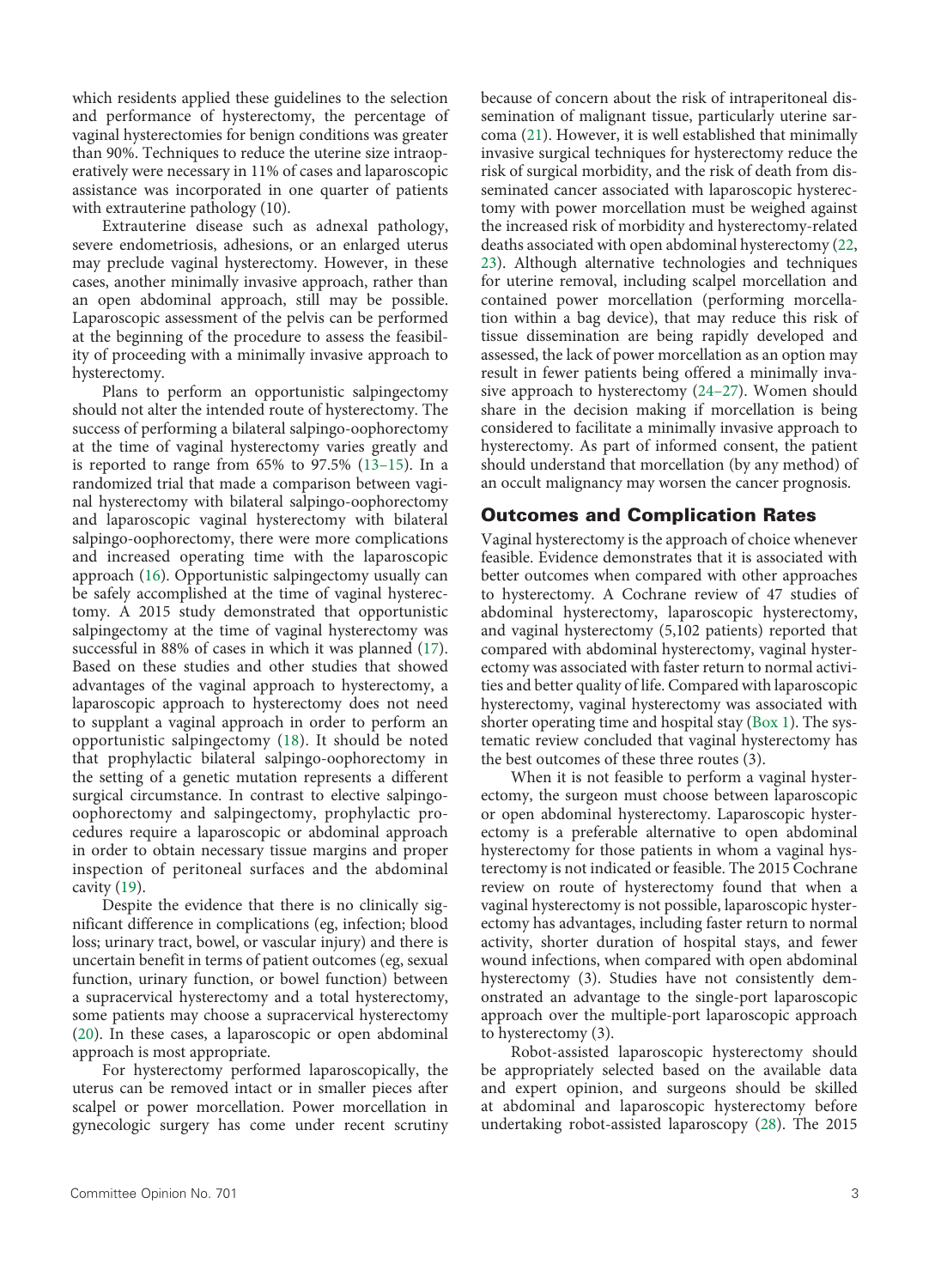which residents applied these guidelines to the selection and performance of hysterectomy, the percentage of vaginal hysterectomies for benign conditions was greater than 90%. Techniques to reduce the uterine size intraoperatively were necessary in 11% of cases and laparoscopic assistance was incorporated in one quarter of patients with extrauterine pathology (10).

Extrauterine disease such as adnexal pathology, severe endometriosis, adhesions, or an enlarged uterus may preclude vaginal hysterectomy. However, in these cases, another minimally invasive approach, rather than an open abdominal approach, still may be possible. Laparoscopic assessment of the pelvis can be performed at the beginning of the procedure to assess the feasibility of proceeding with a minimally invasive approach to hysterectomy.

Plans to perform an opportunistic salpingectomy should not alter the intended route of hysterectomy. The success of performing a bilateral salpingo-oophorectomy at the time of vaginal hysterectomy varies greatly and is reported to range from 65% to 97.5% (13–15). In a randomized trial that made a comparison between vaginal hysterectomy with bilateral salpingo-oophorectomy and laparoscopic vaginal hysterectomy with bilateral salpingo-oophorectomy, there were more complications and increased operating time with the laparoscopic approach (16). Opportunistic salpingectomy usually can be safely accomplished at the time of vaginal hysterectomy. A 2015 study demonstrated that opportunistic salpingectomy at the time of vaginal hysterectomy was successful in 88% of cases in which it was planned (17). Based on these studies and other studies that showed advantages of the vaginal approach to hysterectomy, a laparoscopic approach to hysterectomy does not need to supplant a vaginal approach in order to perform an opportunistic salpingectomy (18). It should be noted that prophylactic bilateral salpingo-oophorectomy in the setting of a genetic mutation represents a different surgical circumstance. In contrast to elective salpingo-oophorectomy and salpingectomy, prophylactic procedures require a laparoscopic or abdominal approach in order to obtain necessary tissue margins and proper inspection of peritoneal surfaces and the abdominal cavity (19).

Despite the evidence that there is no clinically significant difference in complications (eg, infection; blood loss; urinary tract, bowel, or vascular injury) and there is uncertain benefit in terms of patient outcomes (eg, sexual function, urinary function, or bowel function) between a supracervical hysterectomy and a total hysterectomy, some patients may choose a supracervical hysterectomy (20). In these cases, a laparoscopic or open abdominal approach is most appropriate.

For hysterectomy performed laparoscopically, the uterus can be removed intact or in smaller pieces after scalpel or power morcellation. Power morcellation in gynecologic surgery has come under recent scrutiny because of concern about the risk of intraperitoneal dissemination of malignant tissue, particularly uterine sarcoma (21). However, it is well established that minimally invasive surgical techniques for hysterectomy reduce the risk of surgical morbidity, and the risk of death from disseminated cancer associated with laparoscopic hysterectomy with power morcellation must be weighed against the increased risk of morbidity and hysterectomy-related deaths associated with open abdominal hysterectomy (22, 23). Although alternative technologies and techniques for uterine removal, including scalpel morcellation and contained power morcellation (performing morcellation within a bag device), that may reduce this risk of tissue dissemination are being rapidly developed and assessed, the lack of power morcellation as an option may result in fewer patients being offered a minimally invasive approach to hysterectomy (24–27). Women should share in the decision making if morcellation is being considered to facilitate a minimally invasive approach to hysterectomy. As part of informed consent, the patient should understand that morcellation (by any method) of an occult malignancy may worsen the cancer prognosis.

## Outcomes and Complication Rates

Vaginal hysterectomy is the approach of choice whenever feasible. Evidence demonstrates that it is associated with better outcomes when compared with other approaches to hysterectomy. A Cochrane review of 47 studies of abdominal hysterectomy, laparoscopic hysterectomy, and vaginal hysterectomy (5,102 patients) reported that compared with abdominal hysterectomy, vaginal hysterectomy was associated with faster return to normal activities and better quality of life. Compared with laparoscopic hysterectomy, vaginal hysterectomy was associated with shorter operating time and hospital stay (Box 1). The systematic review concluded that vaginal hysterectomy has the best outcomes of these three routes (3).

When it is not feasible to perform a vaginal hysterectomy, the surgeon must choose between laparoscopic or open abdominal hysterectomy. Laparoscopic hysterectomy is a preferable alternative to open abdominal hysterectomy for those patients in whom a vaginal hysterectomy is not indicated or feasible. The 2015 Cochrane review on route of hysterectomy found that when a vaginal hysterectomy is not possible, laparoscopic hysterectomy has advantages, including faster return to normal activity, shorter duration of hospital stays, and fewer wound infections, when compared with open abdominal hysterectomy (3). Studies have not consistently demonstrated an advantage to the single-port laparoscopic approach over the multiple-port laparoscopic approach to hysterectomy (3).

Robot-assisted laparoscopic hysterectomy should be appropriately selected based on the available data and expert opinion, and surgeons should be skilled at abdominal and laparoscopic hysterectomy before undertaking robot-assisted laparoscopy (28). The 2015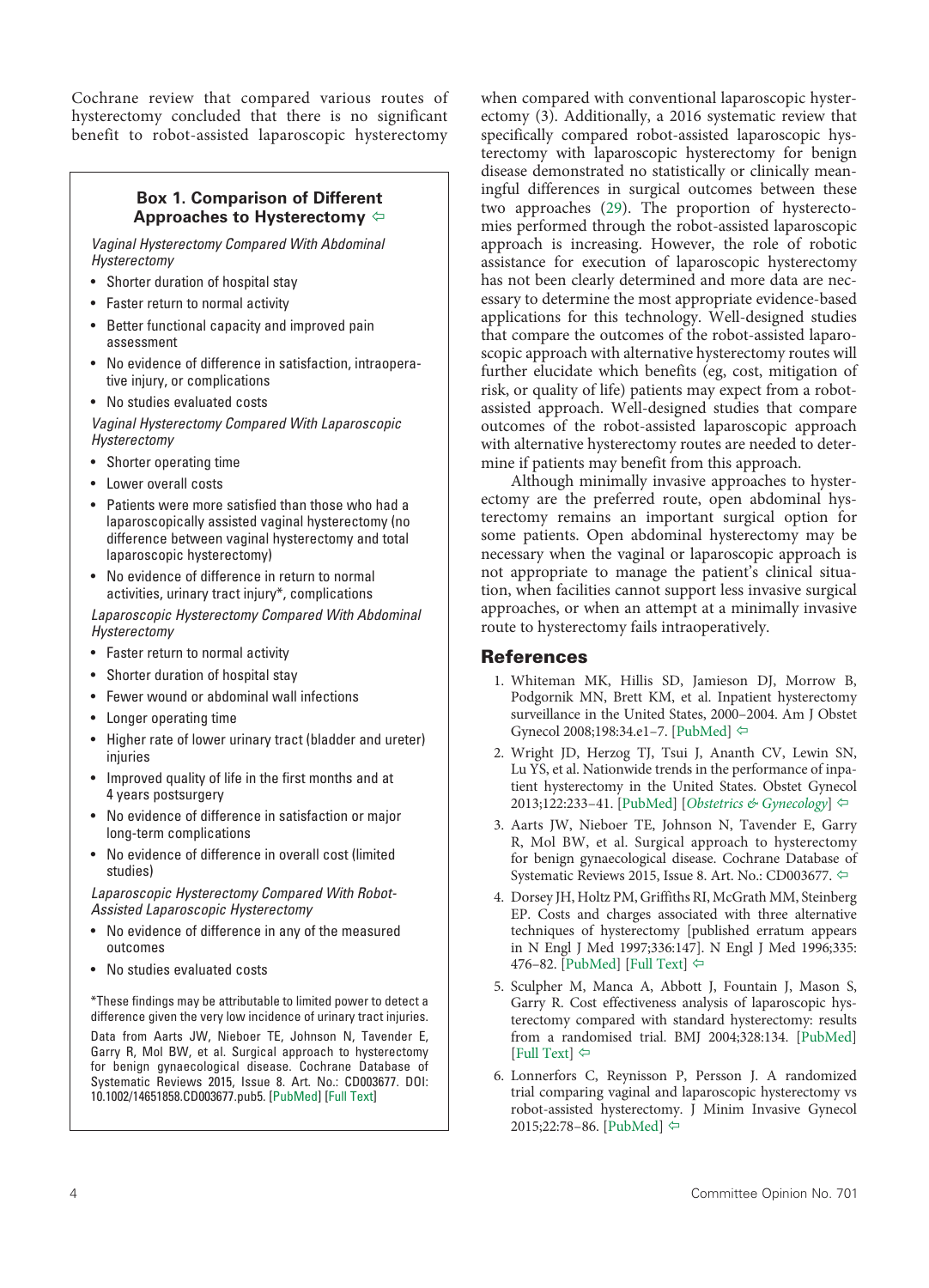Cochrane review that compared various routes of hysterectomy concluded that there is no significant benefit to robot-assisted laparoscopic hysterectomy when compared with conventional laparoscopic hysterectomy (3). Additionally, a 2016 systematic review that specifically compared robot-assisted laparoscopic hysterectomy with laparoscopic hysterectomy for benign disease demonstrated no statistically or clinically meaningful differences in surgical outcomes between these two approaches (29). The proportion of hysterectomies performed through the robot-assisted laparoscopic approach is increasing. However, the role of robotic assistance for execution of laparoscopic hysterectomy has not been clearly determined and more data are necessary to determine the most appropriate evidence-based applications for this technology. Well-designed studies that compare the outcomes of the robot-assisted laparoscopic approach with alternative hysterectomy routes will further elucidate which benefits (eg, cost, mitigation of risk, or quality of life) patients may expect from a robot-assisted approach. Well-designed studies that compare outcomes of the robot-assisted laparoscopic approach with alternative hysterectomy routes are needed to determine if patients may benefit from this approach.

Although minimally invasive approaches to hysterectomy are the preferred route, open abdominal hysterectomy remains an important surgical option for some patients. Open abdominal hysterectomy may be necessary when the vaginal or laparoscopic approach is not appropriate to manage the patient's clinical situation, when facilities cannot support less invasive surgical approaches, or when an attempt at a minimally invasive route to hysterectomy fails intraoperatively.

### Box 1. Comparison of Different Approaches to Hysterectomy

*Vaginal Hysterectomy Compared With Abdominal Hysterectomy*

- Shorter duration of hospital stay
- Faster return to normal activity
- Better functional capacity and improved pain assessment
- No evidence of difference in satisfaction, intraoperative injury, or complications
- No studies evaluated costs

*Vaginal Hysterectomy Compared With Laparoscopic Hysterectomy*

- Shorter operating time
- Lower overall costs
- Patients were more satisfied than those who had a laparoscopically assisted vaginal hysterectomy (no difference between vaginal hysterectomy and total laparoscopic hysterectomy)
- No evidence of difference in return to normal activities, urinary tract injury*, complications

*Laparoscopic Hysterectomy Compared With Abdominal Hysterectomy*

- Faster return to normal activity
- Shorter duration of hospital stay
- Fewer wound or abdominal wall infections
- Longer operating time
- Higher rate of lower urinary tract (bladder and ureter) injuries
- Improved quality of life in the first months and at 4 years postsurgery
- No evidence of difference in satisfaction or major long-term complications
- No evidence of difference in overall cost (limited studies)

*Laparoscopic Hysterectomy Compared With Robot-Assisted Laparoscopic Hysterectomy*

- No evidence of difference in any of the measured outcomes
- No studies evaluated costs

*These findings may be attributable to limited power to detect a difference given the very low incidence of urinary tract injuries.

Data from Aarts JW, Nieboer TE, Johnson N, Tavender E, Garry R, Mol BW, et al. Surgical approach to hysterectomy for benign gynaecological disease. Cochrane Database of Systematic Reviews 2015, Issue 8. Art. No.: CD003677. DOI: 10.1002/14651858.CD003677.pub5. [PubMed] [Full Text]

## References

1. Whiteman MK, Hillis SD, Jamieson DJ, Morrow B, Podgornik MN, Brett KM, et al. Inpatient hysterectomy surveillance in the United States, 2000–2004. Am J Obstet Gynecol 2008;198:34.e1–7. [PubMed]
2. Wright JD, Herzog TJ, Tsui J, Ananth CV, Lewin SN, Lu YS, et al. Nationwide trends in the performance of inpatient hysterectomy in the United States. Obstet Gynecol 2013;122:233–41. [PubMed] [*Obstetrics & Gynecology*]
3. Aarts JW, Nieboer TE, Johnson N, Tavender E, Garry R, Mol BW, et al. Surgical approach to hysterectomy for benign gynaecological disease. Cochrane Database of Systematic Reviews 2015, Issue 8. Art. No.: CD003677.
4. Dorsey JH, Holtz PM, Griffiths RI, McGrath MM, Steinberg EP. Costs and charges associated with three alternative techniques of hysterectomy [published erratum appears in N Engl J Med 1997;336:147]. N Engl J Med 1996;335:476–82. [PubMed] [Full Text]
5. Sculpher M, Manca A, Abbott J, Fountain J, Mason S, Garry R. Cost effectiveness analysis of laparoscopic hysterectomy compared with standard hysterectomy: results from a randomised trial. BMJ 2004;328:134. [PubMed] [Full Text]
6. Lonnerfors C, Reynisson P, Persson J. A randomized trial comparing vaginal and laparoscopic hysterectomy vs robot-assisted hysterectomy. J Minim Invasive Gynecol 2015;22:78–86. [PubMed]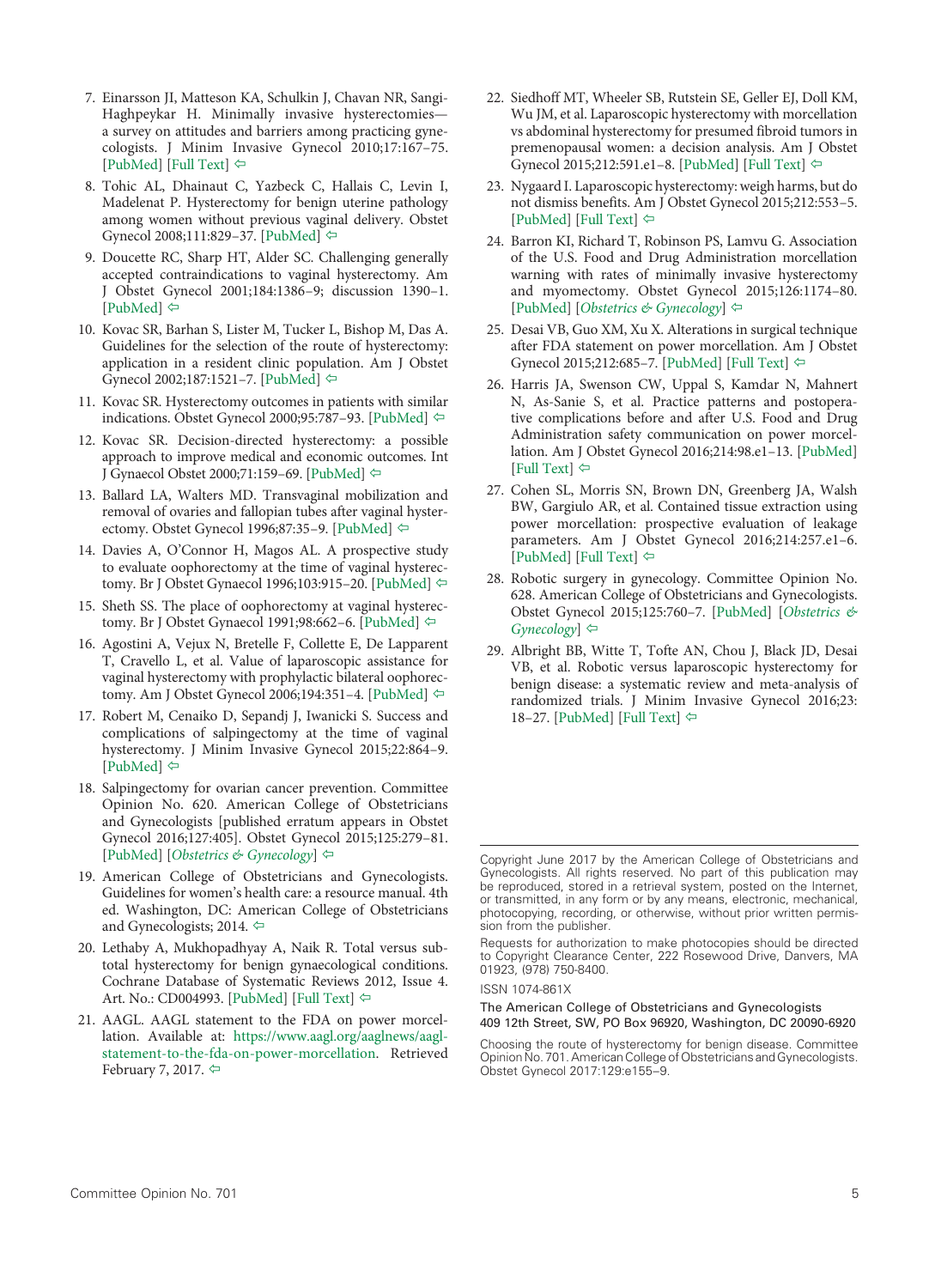7. Einarsson JI, Matteson KA, Schulkin J, Chavan NR, Sangi-Haghpeykar H. Minimally invasive hysterectomies—a survey on attitudes and barriers among practicing gynecologists. J Minim Invasive Gynecol 2010;17:167–75. [PubMed] [Full Text] ⇦
8. Tohic AL, Dhainaut C, Yazbeck C, Hallais C, Levin I, Madelenat P. Hysterectomy for benign uterine pathology among women without previous vaginal delivery. Obstet Gynecol 2008;111:829–37. [PubMed] ⇦
9. Doucette RC, Sharp HT, Alder SC. Challenging generally accepted contraindications to vaginal hysterectomy. Am J Obstet Gynecol 2001;184:1386–9; discussion 1390–1. [PubMed] ⇦
10. Kovac SR, Barhan S, Lister M, Tucker L, Bishop M, Das A. Guidelines for the selection of the route of hysterectomy: application in a resident clinic population. Am J Obstet Gynecol 2002;187:1521–7. [PubMed] ⇦
11. Kovac SR. Hysterectomy outcomes in patients with similar indications. Obstet Gynecol 2000;95:787–93. [PubMed] ⇦
12. Kovac SR. Decision-directed hysterectomy: a possible approach to improve medical and economic outcomes. Int J Gynaecol Obstet 2000;71:159–69. [PubMed] ⇦
13. Ballard LA, Walters MD. Transvaginal mobilization and removal of ovaries and fallopian tubes after vaginal hysterectomy. Obstet Gynecol 1996;87:35–9. [PubMed] ⇦
14. Davies A, O'Connor H, Magos AL. A prospective study to evaluate oophorectomy at the time of vaginal hysterectomy. Br J Obstet Gynaecol 1996;103:915–20. [PubMed] ⇦
15. Sheth SS. The place of oophorectomy at vaginal hysterectomy. Br J Obstet Gynaecol 1991;98:662–6. [PubMed] ⇦
16. Agostini A, Vejux N, Bretelle F, Collette E, De Lapparent T, Cravello L, et al. Value of laparoscopic assistance for vaginal hysterectomy with prophylactic bilateral oophorectomy. Am J Obstet Gynecol 2006;194:351–4. [PubMed] ⇦
17. Robert M, Cenaiko D, Sepandj J, Iwanicki S. Success and complications of salpingectomy at the time of vaginal hysterectomy. J Minim Invasive Gynecol 2015;22:864–9. [PubMed] ⇦
18. Salpingectomy for ovarian cancer prevention. Committee Opinion No. 620. American College of Obstetricians and Gynecologists [published erratum appears in Obstet Gynecol 2016;127:405]. Obstet Gynecol 2015;125:279–81. [PubMed] [*Obstetrics & Gynecology*] ⇦
19. American College of Obstetricians and Gynecologists. Guidelines for women's health care: a resource manual. 4th ed. Washington, DC: American College of Obstetricians and Gynecologists; 2014. ⇦
20. Lethaby A, Mukhopadhyay A, Naik R. Total versus subtotal hysterectomy for benign gynaecological conditions. Cochrane Database of Systematic Reviews 2012, Issue 4. Art. No.: CD004993. [PubMed] [Full Text] ⇦
21. AAGL. AAGL statement to the FDA on power morcellation. Available at: https://www.aagl.org/aaglnews/aagl-statement-to-the-fda-on-power-morcellation. Retrieved February 7, 2017. ⇦
22. Siedhoff MT, Wheeler SB, Rutstein SE, Geller EJ, Doll KM, Wu JM, et al. Laparoscopic hysterectomy with morcellation vs abdominal hysterectomy for presumed fibroid tumors in premenopausal women: a decision analysis. Am J Obstet Gynecol 2015;212:591.e1–8. [PubMed] [Full Text] ⇦
23. Nygaard I. Laparoscopic hysterectomy: weigh harms, but do not dismiss benefits. Am J Obstet Gynecol 2015;212:553–5. [PubMed] [Full Text] ⇦
24. Barron KI, Richard T, Robinson PS, Lamvu G. Association of the U.S. Food and Drug Administration morcellation warning with rates of minimally invasive hysterectomy and myomectomy. Obstet Gynecol 2015;126:1174–80. [PubMed] [*Obstetrics & Gynecology*] ⇦
25. Desai VB, Guo XM, Xu X. Alterations in surgical technique after FDA statement on power morcellation. Am J Obstet Gynecol 2015;212:685–7. [PubMed] [Full Text] ⇦
26. Harris JA, Swenson CW, Uppal S, Kamdar N, Mahnert N, As-Sanie S, et al. Practice patterns and postoperative complications before and after U.S. Food and Drug Administration safety communication on power morcellation. Am J Obstet Gynecol 2016;214:98.e1–13. [PubMed] [Full Text] ⇦
27. Cohen SL, Morris SN, Brown DN, Greenberg JA, Walsh BW, Gargiulo AR, et al. Contained tissue extraction using power morcellation: prospective evaluation of leakage parameters. Am J Obstet Gynecol 2016;214:257.e1–6. [PubMed] [Full Text] ⇦
28. Robotic surgery in gynecology. Committee Opinion No. 628. American College of Obstetricians and Gynecologists. Obstet Gynecol 2015;125:760–7. [PubMed] [*Obstetrics & Gynecology*] ⇦
29. Albright BB, Witte T, Tofte AN, Chou J, Black JD, Desai VB, et al. Robotic versus laparoscopic hysterectomy for benign disease: a systematic review and meta-analysis of randomized trials. J Minim Invasive Gynecol 2016;23: 18–27. [PubMed] [Full Text] ⇦

---

Copyright June 2017 by the American College of Obstetricians and Gynecologists. All rights reserved. No part of this publication may be reproduced, stored in a retrieval system, posted on the Internet, or transmitted, in any form or by any means, electronic, mechanical, photocopying, recording, or otherwise, without prior written permission from the publisher.

Requests for authorization to make photocopies should be directed to Copyright Clearance Center, 222 Rosewood Drive, Danvers, MA 01923, (978) 750-8400.

ISSN 1074-861X

The American College of Obstetricians and Gynecologists
409 12th Street, SW, PO Box 96920, Washington, DC 20090-6920

Choosing the route of hysterectomy for benign disease. Committee Opinion No. 701. American College of Obstetricians and Gynecologists. Obstet Gynecol 2017:129:e155–9.